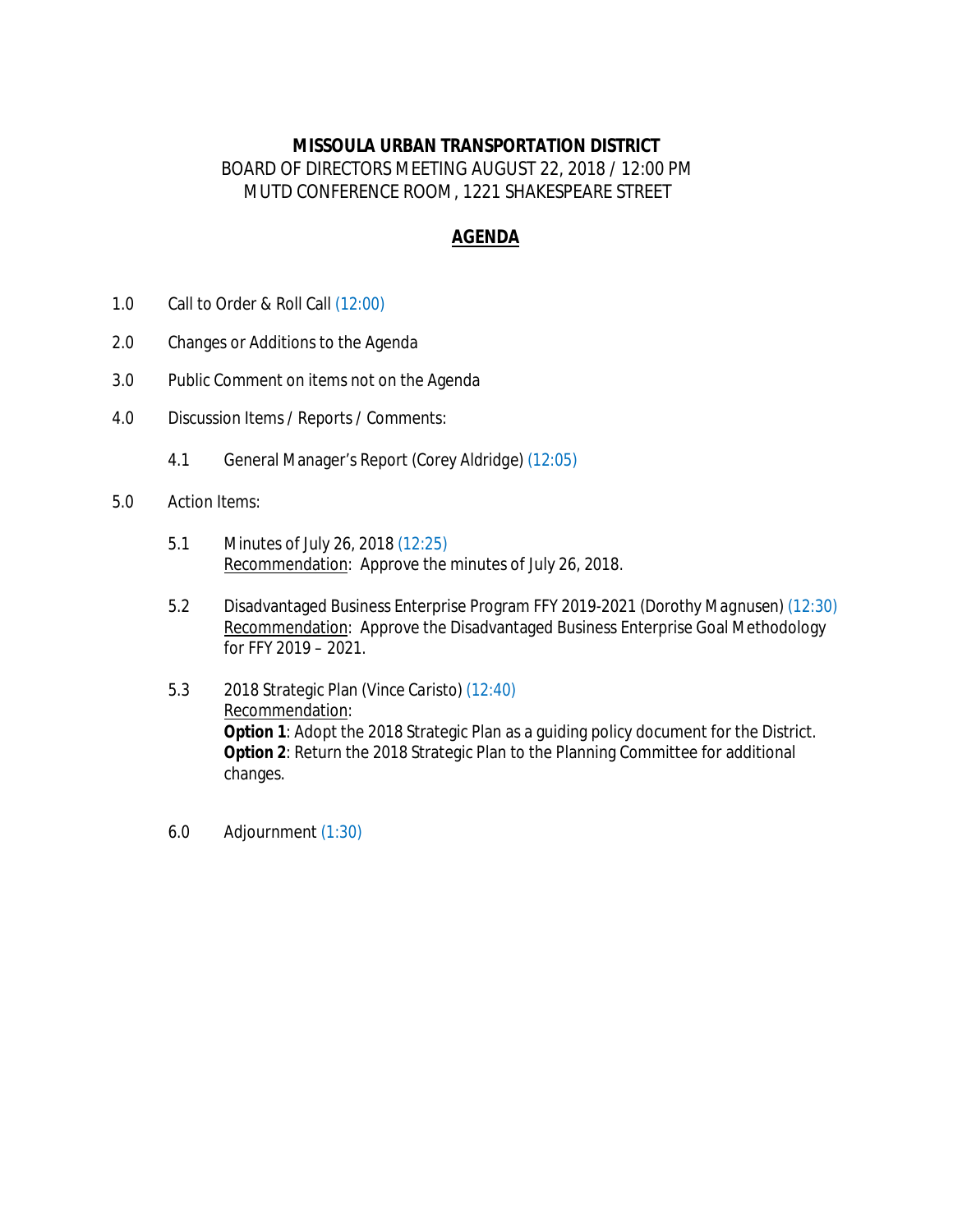**MISSOULA URBAN TRANSPORTATION DISTRICT**
BOARD OF DIRECTORS MEETING AUGUST 22, 2018 / 12:00 PM
MUTD CONFERENCE ROOM, 1221 SHAKESPEARE STREET

# AGENDA

1.0 Call to Order & Roll Call (12:00)

2.0 Changes or Additions to the Agenda

3.0 Public Comment on items not on the Agenda

4.0 Discussion Items / Reports / Comments:

  4.1 General Manager's Report (Corey Aldridge) (12:05)

5.0 Action Items:

  5.1 Minutes of July 26, 2018 (12:25)
  Recommendation: Approve the minutes of July 26, 2018.

  5.2 Disadvantaged Business Enterprise Program FFY 2019-2021 (Dorothy Magnusen) (12:30)
  Recommendation: Approve the Disadvantaged Business Enterprise Goal Methodology for FFY 2019 – 2021.

  5.3 2018 Strategic Plan (Vince Caristo) (12:40)
  Recommendation:
  **Option 1**: Adopt the 2018 Strategic Plan as a guiding policy document for the District.
  **Option 2**: Return the 2018 Strategic Plan to the Planning Committee for additional changes.

  6.0 Adjournment (1:30)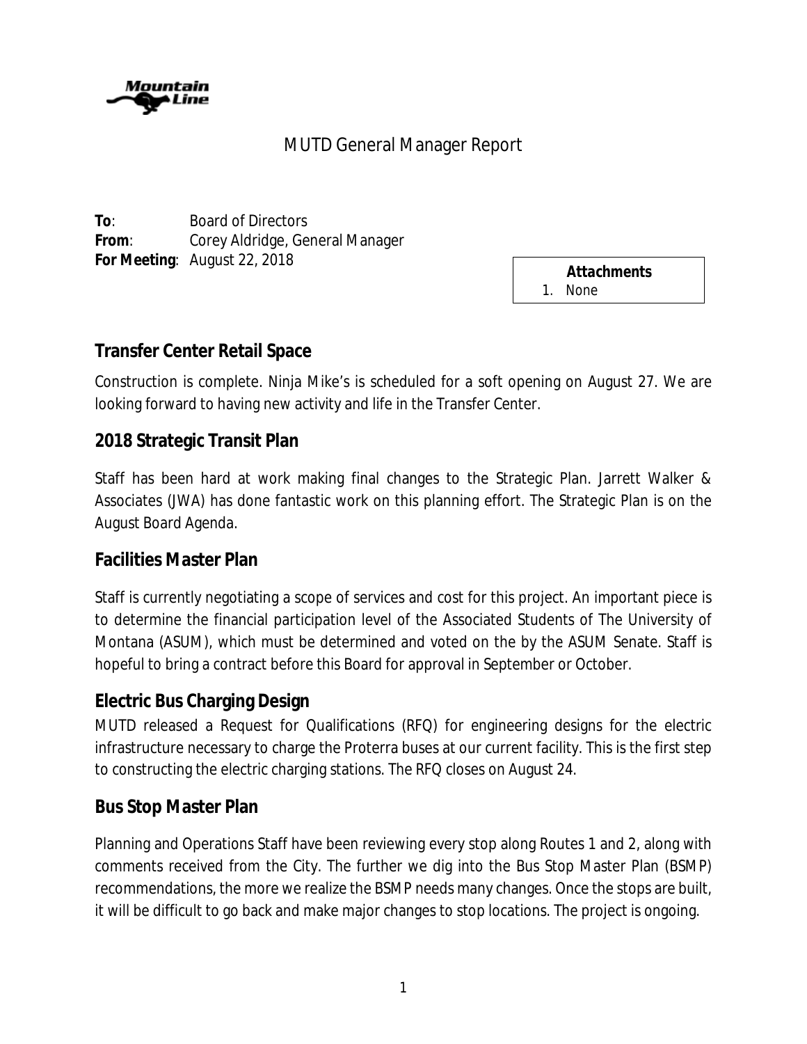# MUTD General Manager Report

**To**: Board of Directors
**From**: Corey Aldridge, General Manager
**For Meeting**: August 22, 2018

| Attachments |
| --- |
| 1. None |

## Transfer Center Retail Space

Construction is complete. Ninja Mike's is scheduled for a soft opening on August 27. We are looking forward to having new activity and life in the Transfer Center.

## 2018 Strategic Transit Plan

Staff has been hard at work making final changes to the Strategic Plan. Jarrett Walker & Associates (JWA) has done fantastic work on this planning effort. The Strategic Plan is on the August Board Agenda.

## Facilities Master Plan

Staff is currently negotiating a scope of services and cost for this project. An important piece is to determine the financial participation level of the Associated Students of The University of Montana (ASUM), which must be determined and voted on the by the ASUM Senate. Staff is hopeful to bring a contract before this Board for approval in September or October.

## Electric Bus Charging Design

MUTD released a Request for Qualifications (RFQ) for engineering designs for the electric infrastructure necessary to charge the Proterra buses at our current facility. This is the first step to constructing the electric charging stations. The RFQ closes on August 24.

## Bus Stop Master Plan

Planning and Operations Staff have been reviewing every stop along Routes 1 and 2, along with comments received from the City. The further we dig into the Bus Stop Master Plan (BSMP) recommendations, the more we realize the BSMP needs many changes. Once the stops are built, it will be difficult to go back and make major changes to stop locations. The project is ongoing.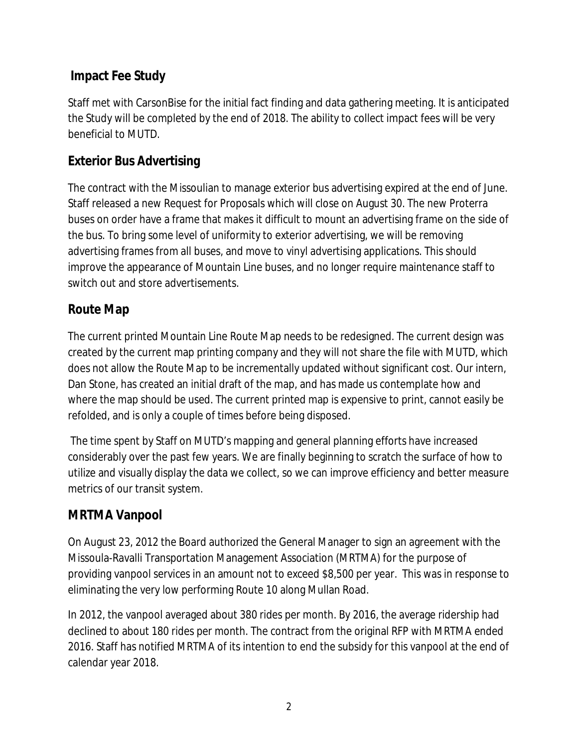## Impact Fee Study

Staff met with CarsonBise for the initial fact finding and data gathering meeting. It is anticipated the Study will be completed by the end of 2018. The ability to collect impact fees will be very beneficial to MUTD.

## Exterior Bus Advertising

The contract with the Missoulian to manage exterior bus advertising expired at the end of June. Staff released a new Request for Proposals which will close on August 30. The new Proterra buses on order have a frame that makes it difficult to mount an advertising frame on the side of the bus. To bring some level of uniformity to exterior advertising, we will be removing advertising frames from all buses, and move to vinyl advertising applications. This should improve the appearance of Mountain Line buses, and no longer require maintenance staff to switch out and store advertisements.

## Route Map

The current printed Mountain Line Route Map needs to be redesigned. The current design was created by the current map printing company and they will not share the file with MUTD, which does not allow the Route Map to be incrementally updated without significant cost. Our intern, Dan Stone, has created an initial draft of the map, and has made us contemplate how and where the map should be used. The current printed map is expensive to print, cannot easily be refolded, and is only a couple of times before being disposed.

The time spent by Staff on MUTD's mapping and general planning efforts have increased considerably over the past few years. We are finally beginning to scratch the surface of how to utilize and visually display the data we collect, so we can improve efficiency and better measure metrics of our transit system.

## MRTMA Vanpool

On August 23, 2012 the Board authorized the General Manager to sign an agreement with the Missoula-Ravalli Transportation Management Association (MRTMA) for the purpose of providing vanpool services in an amount not to exceed $8,500 per year. This was in response to eliminating the very low performing Route 10 along Mullan Road.

In 2012, the vanpool averaged about 380 rides per month. By 2016, the average ridership had declined to about 180 rides per month. The contract from the original RFP with MRTMA ended 2016. Staff has notified MRTMA of its intention to end the subsidy for this vanpool at the end of calendar year 2018.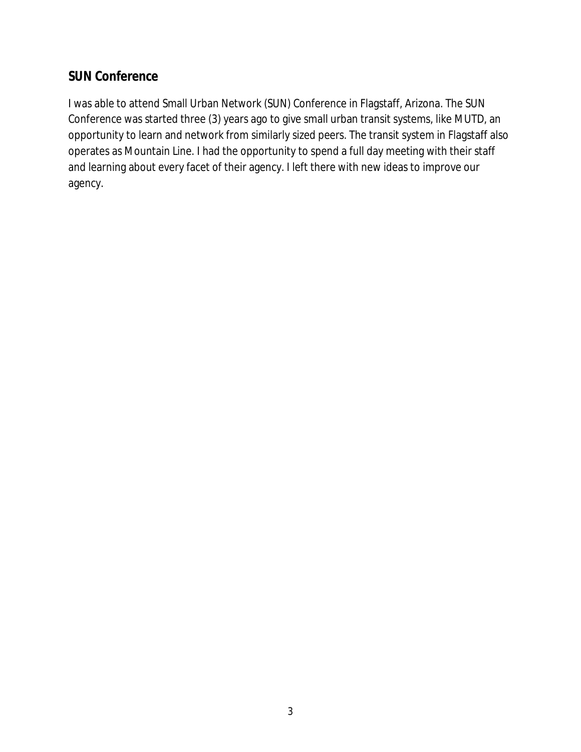## SUN Conference

I was able to attend Small Urban Network (SUN) Conference in Flagstaff, Arizona. The SUN Conference was started three (3) years ago to give small urban transit systems, like MUTD, an opportunity to learn and network from similarly sized peers. The transit system in Flagstaff also operates as Mountain Line. I had the opportunity to spend a full day meeting with their staff and learning about every facet of their agency. I left there with new ideas to improve our agency.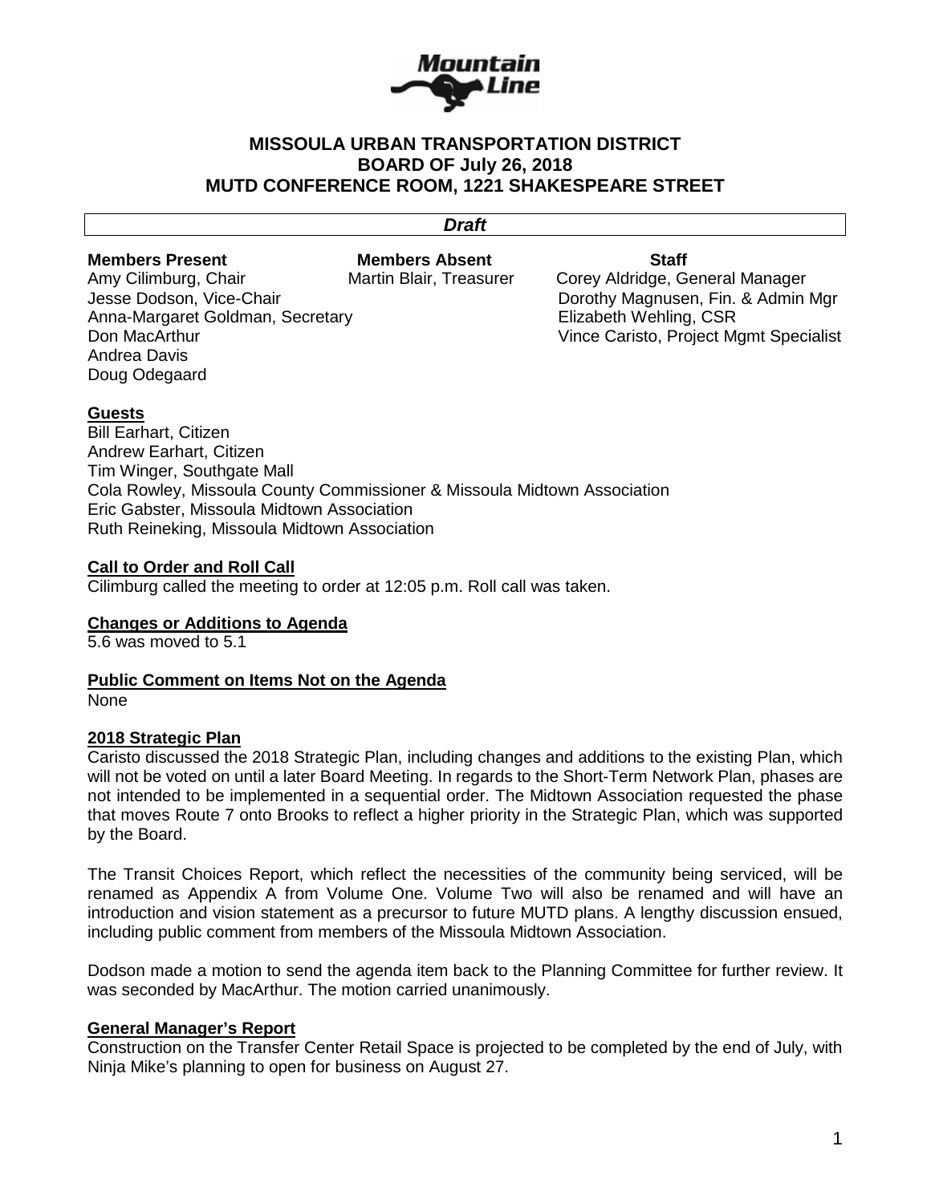# MISSOULA URBAN TRANSPORTATION DISTRICT
# BOARD OF July 26, 2018
# MUTD CONFERENCE ROOM, 1221 SHAKESPEARE STREET

***Draft***

| **Members Present** | **Members Absent** | **Staff** |
|---|---|---|
| Amy Cilimburg, Chair | Martin Blair, Treasurer | Corey Aldridge, General Manager |
| Jesse Dodson, Vice-Chair | | Dorothy Magnusen, Fin. & Admin Mgr |
| Anna-Margaret Goldman, Secretary | | Elizabeth Wehling, CSR |
| Don MacArthur | | Vince Caristo, Project Mgmt Specialist |
| Andrea Davis | | |
| Doug Odegaard | | |

## Guests

Bill Earhart, Citizen
Andrew Earhart, Citizen
Tim Winger, Southgate Mall
Cola Rowley, Missoula County Commissioner & Missoula Midtown Association
Eric Gabster, Missoula Midtown Association
Ruth Reineking, Missoula Midtown Association

## Call to Order and Roll Call

Cilimburg called the meeting to order at 12:05 p.m. Roll call was taken.

## Changes or Additions to Agenda

5.6 was moved to 5.1

## Public Comment on Items Not on the Agenda

None

## 2018 Strategic Plan

Caristo discussed the 2018 Strategic Plan, including changes and additions to the existing Plan, which will not be voted on until a later Board Meeting. In regards to the Short-Term Network Plan, phases are not intended to be implemented in a sequential order. The Midtown Association requested the phase that moves Route 7 onto Brooks to reflect a higher priority in the Strategic Plan, which was supported by the Board.

The Transit Choices Report, which reflect the necessities of the community being serviced, will be renamed as Appendix A from Volume One. Volume Two will also be renamed and will have an introduction and vision statement as a precursor to future MUTD plans. A lengthy discussion ensued, including public comment from members of the Missoula Midtown Association.

Dodson made a motion to send the agenda item back to the Planning Committee for further review. It was seconded by MacArthur. The motion carried unanimously.

## General Manager's Report

Construction on the Transfer Center Retail Space is projected to be completed by the end of July, with Ninja Mike's planning to open for business on August 27.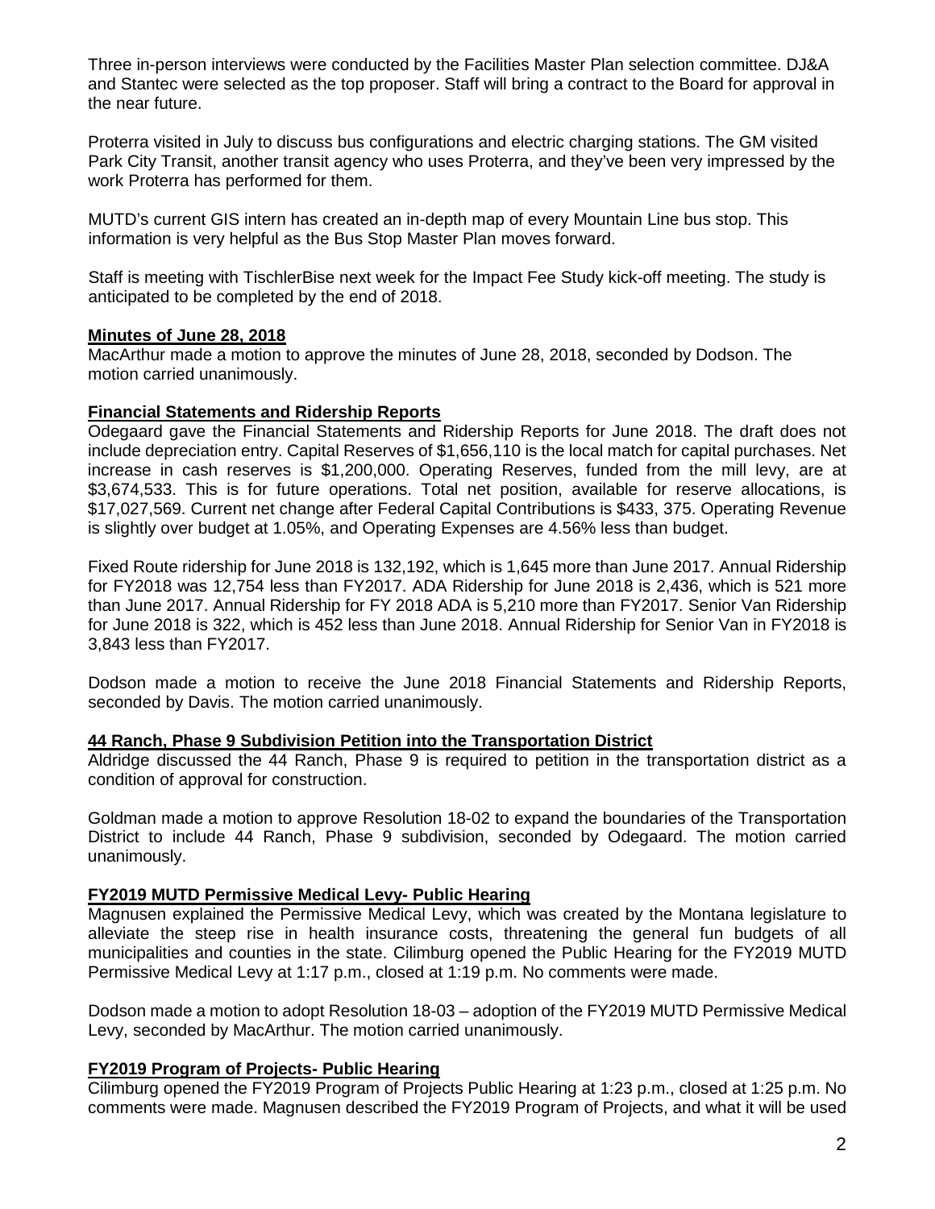Three in-person interviews were conducted by the Facilities Master Plan selection committee. DJ&A and Stantec were selected as the top proposer. Staff will bring a contract to the Board for approval in the near future.

Proterra visited in July to discuss bus configurations and electric charging stations. The GM visited Park City Transit, another transit agency who uses Proterra, and they've been very impressed by the work Proterra has performed for them.

MUTD's current GIS intern has created an in-depth map of every Mountain Line bus stop. This information is very helpful as the Bus Stop Master Plan moves forward.

Staff is meeting with TischlerBise next week for the Impact Fee Study kick-off meeting. The study is anticipated to be completed by the end of 2018.

**Minutes of June 28, 2018**

MacArthur made a motion to approve the minutes of June 28, 2018, seconded by Dodson. The motion carried unanimously.

**Financial Statements and Ridership Reports**

Odegaard gave the Financial Statements and Ridership Reports for June 2018. The draft does not include depreciation entry. Capital Reserves of $1,656,110 is the local match for capital purchases. Net increase in cash reserves is $1,200,000. Operating Reserves, funded from the mill levy, are at $3,674,533. This is for future operations. Total net position, available for reserve allocations, is $17,027,569. Current net change after Federal Capital Contributions is $433, 375. Operating Revenue is slightly over budget at 1.05%, and Operating Expenses are 4.56% less than budget.

Fixed Route ridership for June 2018 is 132,192, which is 1,645 more than June 2017. Annual Ridership for FY2018 was 12,754 less than FY2017. ADA Ridership for June 2018 is 2,436, which is 521 more than June 2017. Annual Ridership for FY 2018 ADA is 5,210 more than FY2017. Senior Van Ridership for June 2018 is 322, which is 452 less than June 2018. Annual Ridership for Senior Van in FY2018 is 3,843 less than FY2017.

Dodson made a motion to receive the June 2018 Financial Statements and Ridership Reports, seconded by Davis. The motion carried unanimously.

**44 Ranch, Phase 9 Subdivision Petition into the Transportation District**

Aldridge discussed the 44 Ranch, Phase 9 is required to petition in the transportation district as a condition of approval for construction.

Goldman made a motion to approve Resolution 18-02 to expand the boundaries of the Transportation District to include 44 Ranch, Phase 9 subdivision, seconded by Odegaard. The motion carried unanimously.

**FY2019 MUTD Permissive Medical Levy- Public Hearing**

Magnusen explained the Permissive Medical Levy, which was created by the Montana legislature to alleviate the steep rise in health insurance costs, threatening the general fun budgets of all municipalities and counties in the state. Cilimburg opened the Public Hearing for the FY2019 MUTD Permissive Medical Levy at 1:17 p.m., closed at 1:19 p.m. No comments were made.

Dodson made a motion to adopt Resolution 18-03 – adoption of the FY2019 MUTD Permissive Medical Levy, seconded by MacArthur. The motion carried unanimously.

**FY2019 Program of Projects- Public Hearing**

Cilimburg opened the FY2019 Program of Projects Public Hearing at 1:23 p.m., closed at 1:25 p.m. No comments were made. Magnusen described the FY2019 Program of Projects, and what it will be used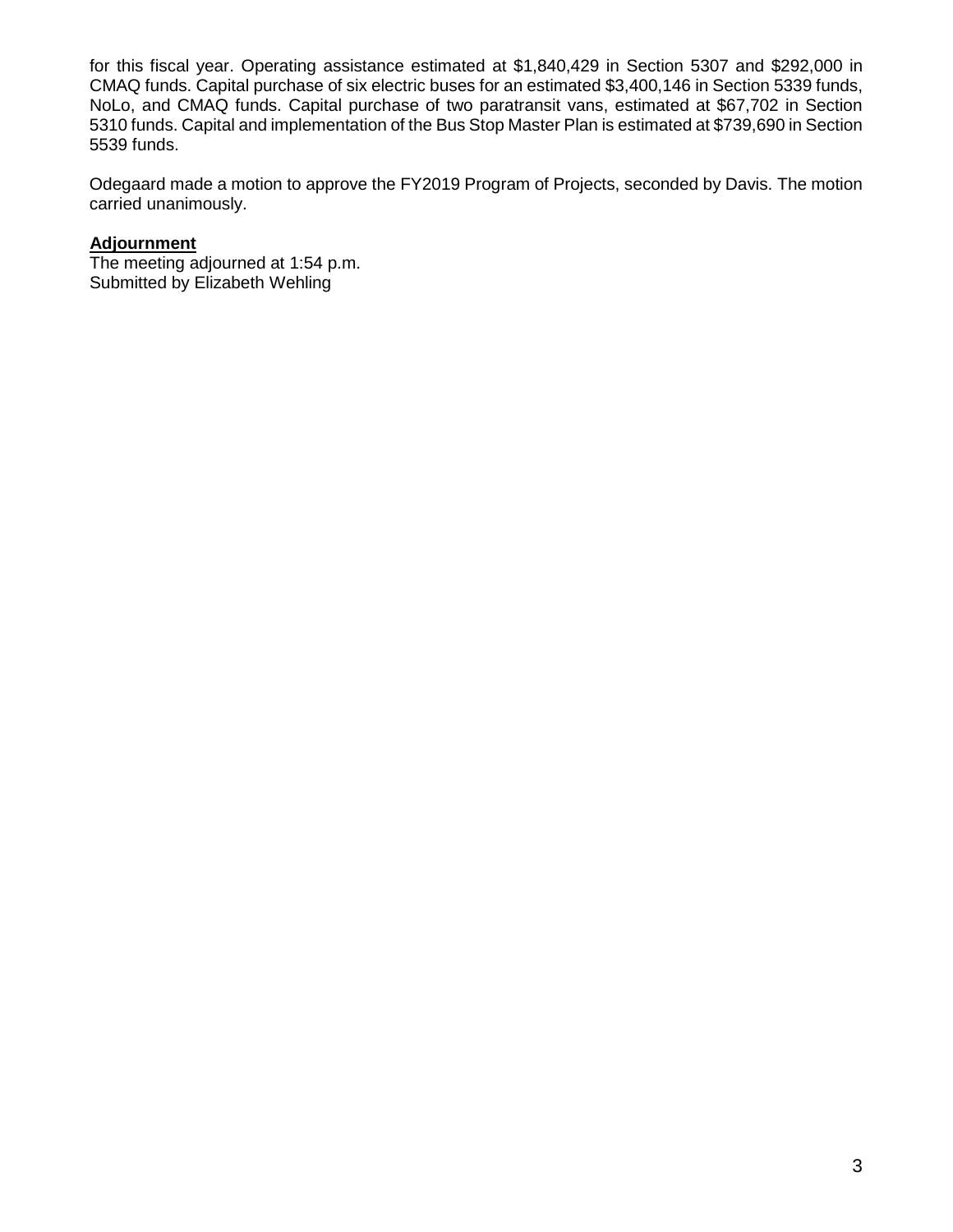for this fiscal year. Operating assistance estimated at $1,840,429 in Section 5307 and $292,000 in CMAQ funds. Capital purchase of six electric buses for an estimated $3,400,146 in Section 5339 funds, NoLo, and CMAQ funds. Capital purchase of two paratransit vans, estimated at $67,702 in Section 5310 funds. Capital and implementation of the Bus Stop Master Plan is estimated at $739,690 in Section 5539 funds.

Odegaard made a motion to approve the FY2019 Program of Projects, seconded by Davis. The motion carried unanimously.

**Adjournment**

The meeting adjourned at 1:54 p.m.
Submitted by Elizabeth Wehling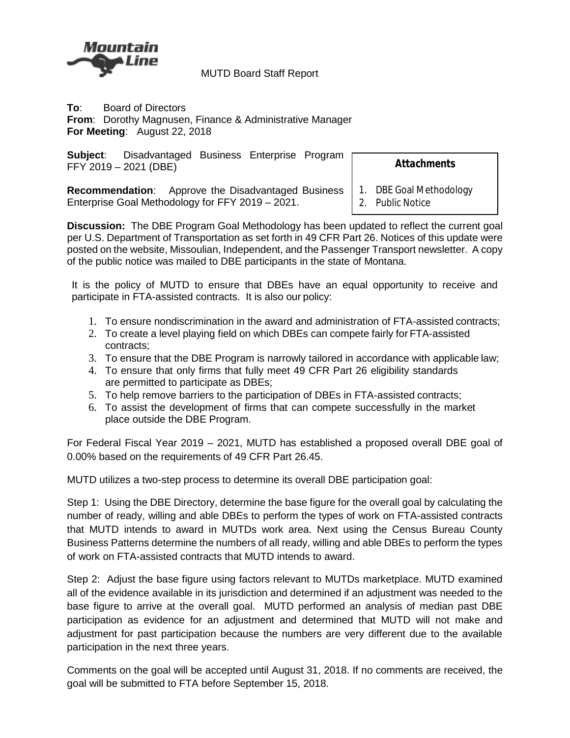Mountain Line

MUTD Board Staff Report

**To**: Board of Directors
**From**: Dorothy Magnusen, Finance & Administrative Manager
**For Meeting**: August 22, 2018

**Subject**: Disadvantaged Business Enterprise Program FFY 2019 – 2021 (DBE)

**Recommendation**: Approve the Disadvantaged Business Enterprise Goal Methodology for FFY 2019 – 2021.

**Attachments**

1. DBE Goal Methodology
2. Public Notice

**Discussion:** The DBE Program Goal Methodology has been updated to reflect the current goal per U.S. Department of Transportation as set forth in 49 CFR Part 26. Notices of this update were posted on the website, Missoulian, Independent, and the Passenger Transport newsletter. A copy of the public notice was mailed to DBE participants in the state of Montana.

It is the policy of MUTD to ensure that DBEs have an equal opportunity to receive and participate in FTA-assisted contracts. It is also our policy:

1. To ensure nondiscrimination in the award and administration of FTA-assisted contracts;
2. To create a level playing field on which DBEs can compete fairly for FTA-assisted contracts;
3. To ensure that the DBE Program is narrowly tailored in accordance with applicable law;
4. To ensure that only firms that fully meet 49 CFR Part 26 eligibility standards are permitted to participate as DBEs;
5. To help remove barriers to the participation of DBEs in FTA-assisted contracts;
6. To assist the development of firms that can compete successfully in the market place outside the DBE Program.

For Federal Fiscal Year 2019 – 2021, MUTD has established a proposed overall DBE goal of 0.00% based on the requirements of 49 CFR Part 26.45.

MUTD utilizes a two-step process to determine its overall DBE participation goal:

Step 1: Using the DBE Directory, determine the base figure for the overall goal by calculating the number of ready, willing and able DBEs to perform the types of work on FTA-assisted contracts that MUTD intends to award in MUTDs work area. Next using the Census Bureau County Business Patterns determine the numbers of all ready, willing and able DBEs to perform the types of work on FTA-assisted contracts that MUTD intends to award.

Step 2: Adjust the base figure using factors relevant to MUTDs marketplace. MUTD examined all of the evidence available in its jurisdiction and determined if an adjustment was needed to the base figure to arrive at the overall goal. MUTD performed an analysis of median past DBE participation as evidence for an adjustment and determined that MUTD will not make and adjustment for past participation because the numbers are very different due to the available participation in the next three years.

Comments on the goal will be accepted until August 31, 2018. If no comments are received, the goal will be submitted to FTA before September 15, 2018.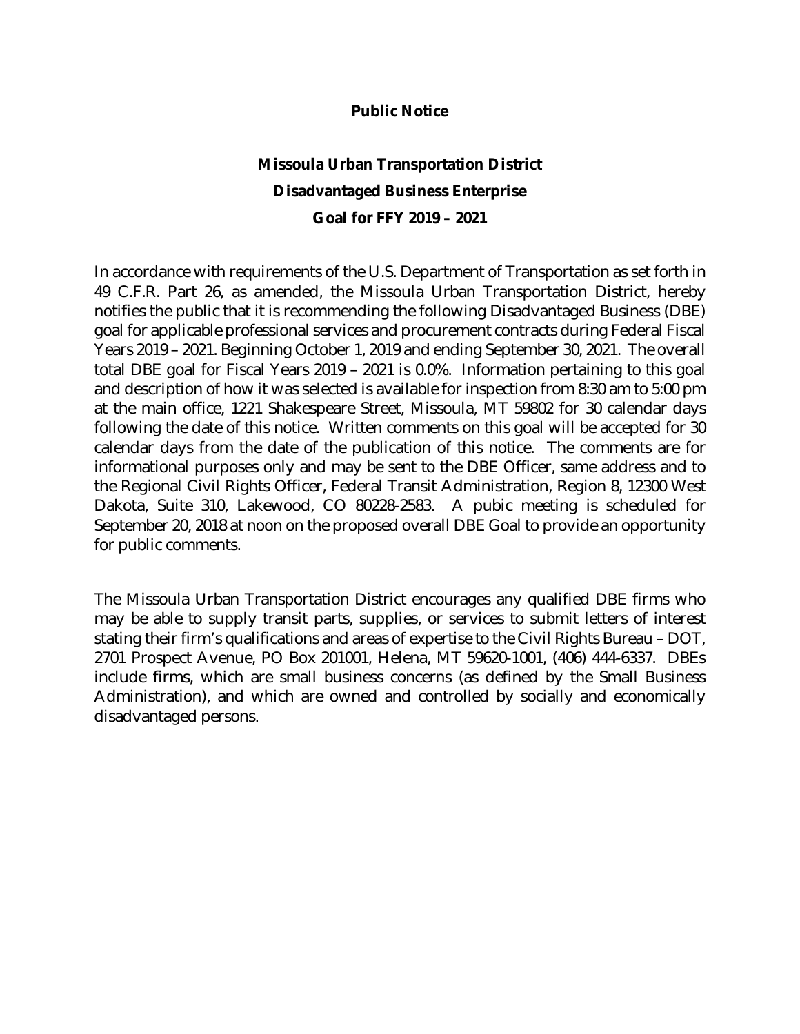**Public Notice**

**Missoula Urban Transportation District**

**Disadvantaged Business Enterprise**

**Goal for FFY 2019 – 2021**

In accordance with requirements of the U.S. Department of Transportation as set forth in 49 C.F.R. Part 26, as amended, the Missoula Urban Transportation District, hereby notifies the public that it is recommending the following Disadvantaged Business (DBE) goal for applicable professional services and procurement contracts during Federal Fiscal Years 2019 – 2021. Beginning October 1, 2019 and ending September 30, 2021. The overall total DBE goal for Fiscal Years 2019 – 2021 is 0.0%. Information pertaining to this goal and description of how it was selected is available for inspection from 8:30 am to 5:00 pm at the main office, 1221 Shakespeare Street, Missoula, MT 59802 for 30 calendar days following the date of this notice. Written comments on this goal will be accepted for 30 calendar days from the date of the publication of this notice. The comments are for informational purposes only and may be sent to the DBE Officer, same address and to the Regional Civil Rights Officer, Federal Transit Administration, Region 8, 12300 West Dakota, Suite 310, Lakewood, CO 80228-2583. A pubic meeting is scheduled for September 20, 2018 at noon on the proposed overall DBE Goal to provide an opportunity for public comments.

The Missoula Urban Transportation District encourages any qualified DBE firms who may be able to supply transit parts, supplies, or services to submit letters of interest stating their firm's qualifications and areas of expertise to the Civil Rights Bureau – DOT, 2701 Prospect Avenue, PO Box 201001, Helena, MT 59620-1001, (406) 444-6337. DBEs include firms, which are small business concerns (as defined by the Small Business Administration), and which are owned and controlled by socially and economically disadvantaged persons.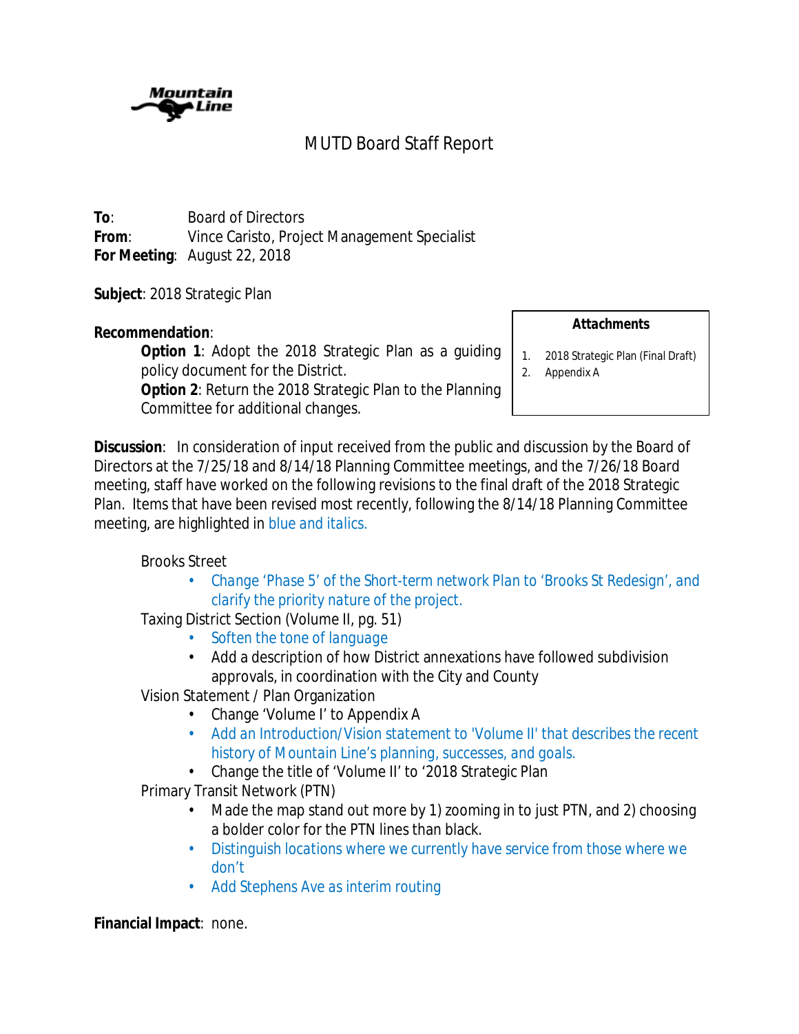Mountain Line

# MUTD Board Staff Report

**To**: Board of Directors
**From**: Vince Caristo, Project Management Specialist
**For Meeting**: August 22, 2018

**Subject**: 2018 Strategic Plan

**Attachments**

1. 2018 Strategic Plan (Final Draft)
2. Appendix A

**Recommendation**:

**Option 1**: Adopt the 2018 Strategic Plan as a guiding policy document for the District.
**Option 2**: Return the 2018 Strategic Plan to the Planning Committee for additional changes.

**Discussion**: In consideration of input received from the public and discussion by the Board of Directors at the 7/25/18 and 8/14/18 Planning Committee meetings, and the 7/26/18 Board meeting, staff have worked on the following revisions to the final draft of the 2018 Strategic Plan. Items that have been revised most recently, following the 8/14/18 Planning Committee meeting, are highlighted in *blue and italics.*

Brooks Street

- *Change 'Phase 5' of the Short-term network Plan to 'Brooks St Redesign', and clarify the priority nature of the project.*

Taxing District Section (Volume II, pg. 51)

- *Soften the tone of language*
- Add a description of how District annexations have followed subdivision approvals, in coordination with the City and County

Vision Statement / Plan Organization

- Change 'Volume I' to Appendix A
- *Add an Introduction/Vision statement to 'Volume II' that describes the recent history of Mountain Line's planning, successes, and goals.*
- Change the title of 'Volume II' to '2018 Strategic Plan

Primary Transit Network (PTN)

- Made the map stand out more by 1) zooming in to just PTN, and 2) choosing a bolder color for the PTN lines than black.
- *Distinguish locations where we currently have service from those where we don't*
- *Add Stephens Ave as interim routing*

**Financial Impact**: none.